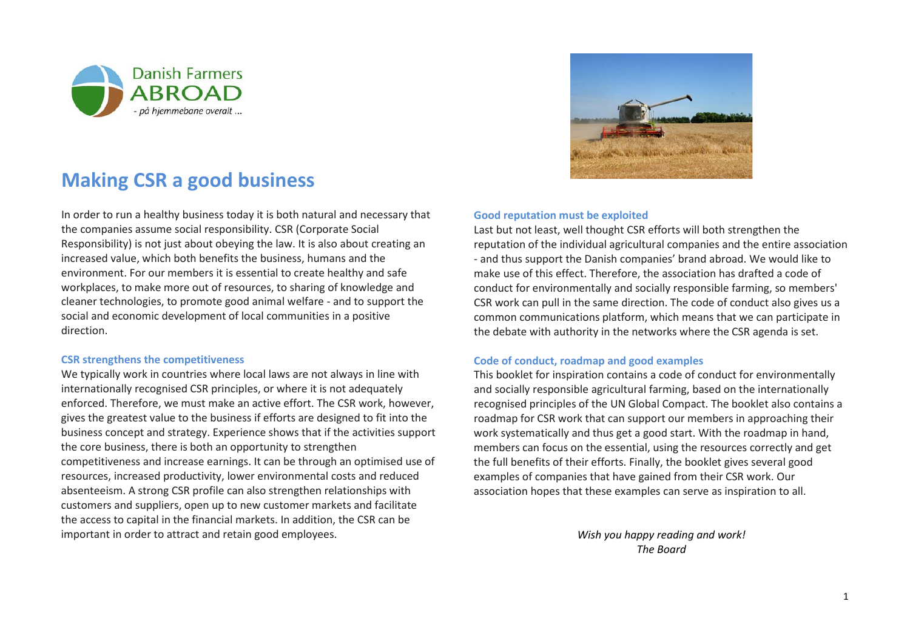# Making CSR a good business

In order to run a healthy business today it is both natural and necessary that the companies assume social responsibility. CSR (Corporate Social Responsibility) is not just about obeying the law. It is also about creating an increased value, which both benefits the business, humans and the environment. For our members it is essential to create healthy and safe workplaces, to make more out of resources, to sharing of knowledge and cleaner technologies, to promote good animal welfare - and to support the social and economic development of local communities in a positive direction.

### CSR strengthens the competitiveness

We typically work in countries where local laws are not always in line with internationally recognised CSR principles, or where it is not adequately enforced. Therefore, we must make an active effort. The CSR work, however, gives the greatest value to the business if efforts are designed to fit into the business concept and strategy. Experience shows that if the activities support the core business, there is both an opportunity to strengthen competitiveness and increase earnings. It can be through an optimised use of resources, increased productivity, lower environmental costs and reduced absenteeism. A strong CSR profile can also strengthen relationships with customers and suppliers, open up to new customer markets and facilitate the access to capital in the financial markets. In addition, the CSR can be important in order to attract and retain good employees.

### Good reputation must be exploited

Last but not least, well thought CSR efforts will both strengthen the reputation of the individual agricultural companies and the entire association - and thus support the Danish companies' brand abroad. We would like to make use of this effect. Therefore, the association has drafted a code of conduct for environmentally and socially responsible farming, so members' CSR work can pull in the same direction. The code of conduct also gives us a common communications platform, which means that we can participate in the debate with authority in the networks where the CSR agenda is set.

### Code of conduct, roadmap and good examples

This booklet for inspiration contains a code of conduct for environmentally and socially responsible agricultural farming, based on the internationally recognised principles of the UN Global Compact. The booklet also contains a roadmap for CSR work that can support our members in approaching their work systematically and thus get a good start. With the roadmap in hand, members can focus on the essential, using the resources correctly and get the full benefits of their efforts. Finally, the booklet gives several good examples of companies that have gained from their CSR work. Our association hopes that these examples can serve as inspiration to all.

*Wish you happy reading and work!*
*The Board*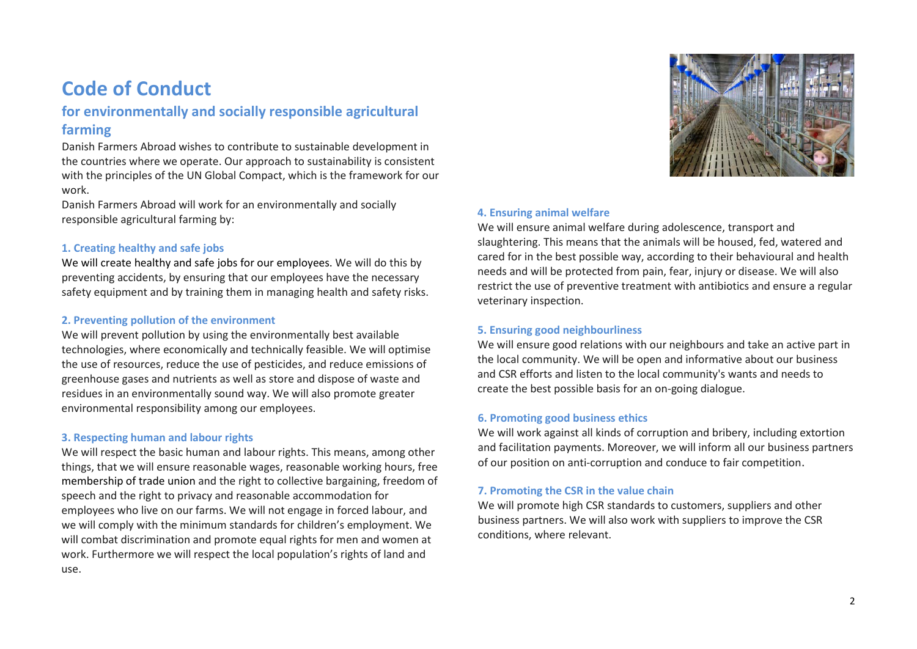# Code of Conduct

## for environmentally and socially responsible agricultural farming

Danish Farmers Abroad wishes to contribute to sustainable development in the countries where we operate. Our approach to sustainability is consistent with the principles of the UN Global Compact, which is the framework for our work.

Danish Farmers Abroad will work for an environmentally and socially responsible agricultural farming by:

### 1. Creating healthy and safe jobs

We will create healthy and safe jobs for our employees. We will do this by preventing accidents, by ensuring that our employees have the necessary safety equipment and by training them in managing health and safety risks.

### 2. Preventing pollution of the environment

We will prevent pollution by using the environmentally best available technologies, where economically and technically feasible. We will optimise the use of resources, reduce the use of pesticides, and reduce emissions of greenhouse gases and nutrients as well as store and dispose of waste and residues in an environmentally sound way. We will also promote greater environmental responsibility among our employees.

### 3. Respecting human and labour rights

We will respect the basic human and labour rights. This means, among other things, that we will ensure reasonable wages, reasonable working hours, free membership of trade union and the right to collective bargaining, freedom of speech and the right to privacy and reasonable accommodation for employees who live on our farms. We will not engage in forced labour, and we will comply with the minimum standards for children's employment. We will combat discrimination and promote equal rights for men and women at work. Furthermore we will respect the local population's rights of land and use.

### 4. Ensuring animal welfare

We will ensure animal welfare during adolescence, transport and slaughtering. This means that the animals will be housed, fed, watered and cared for in the best possible way, according to their behavioural and health needs and will be protected from pain, fear, injury or disease. We will also restrict the use of preventive treatment with antibiotics and ensure a regular veterinary inspection.

### 5. Ensuring good neighbourliness

We will ensure good relations with our neighbours and take an active part in the local community. We will be open and informative about our business and CSR efforts and listen to the local community's wants and needs to create the best possible basis for an on-going dialogue.

### 6. Promoting good business ethics

We will work against all kinds of corruption and bribery, including extortion and facilitation payments. Moreover, we will inform all our business partners of our position on anti-corruption and conduce to fair competition.

### 7. Promoting the CSR in the value chain

We will promote high CSR standards to customers, suppliers and other business partners. We will also work with suppliers to improve the CSR conditions, where relevant.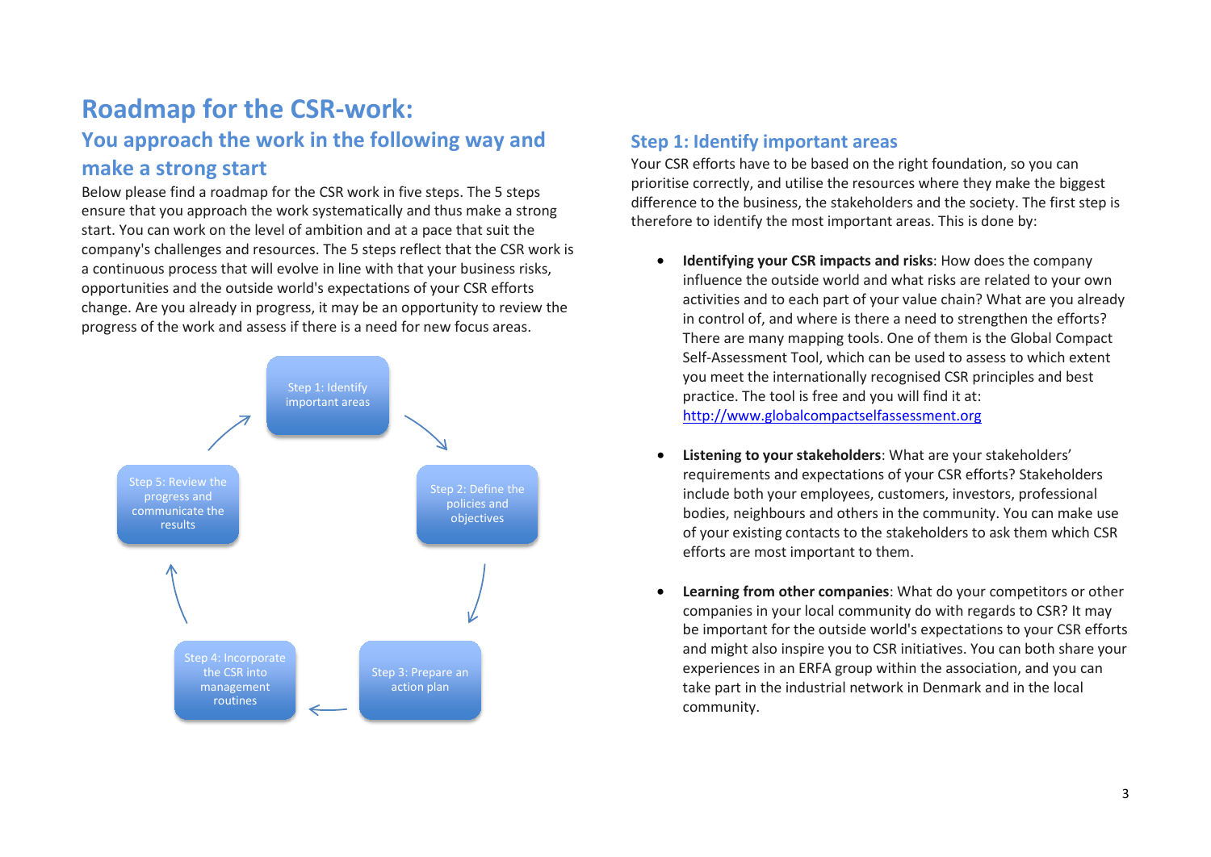# Roadmap for the CSR-work:

## You approach the work in the following way and make a strong start

Below please find a roadmap for the CSR work in five steps. The 5 steps ensure that you approach the work systematically and thus make a strong start. You can work on the level of ambition and at a pace that suit the company's challenges and resources. The 5 steps reflect that the CSR work is a continuous process that will evolve in line with that your business risks, opportunities and the outside world's expectations of your CSR efforts change. Are you already in progress, it may be an opportunity to review the progress of the work and assess if there is a need for new focus areas.

Step 1: Identify important areas → Step 2: Define the policies and objectives → Step 3: Prepare an action plan → Step 4: Incorporate the CSR into management routines → Step 5: Review the progress and communicate the results → (back to Step 1)

## Step 1: Identify important areas

Your CSR efforts have to be based on the right foundation, so you can prioritise correctly, and utilise the resources where they make the biggest difference to the business, the stakeholders and the society. The first step is therefore to identify the most important areas. This is done by:

- **Identifying your CSR impacts and risks**: How does the company influence the outside world and what risks are related to your own activities and to each part of your value chain? What are you already in control of, and where is there a need to strengthen the efforts? There are many mapping tools. One of them is the Global Compact Self-Assessment Tool, which can be used to assess to which extent you meet the internationally recognised CSR principles and best practice. The tool is free and you will find it at: http://www.globalcompactselfassessment.org

- **Listening to your stakeholders**: What are your stakeholders' requirements and expectations of your CSR efforts? Stakeholders include both your employees, customers, investors, professional bodies, neighbours and others in the community. You can make use of your existing contacts to the stakeholders to ask them which CSR efforts are most important to them.

- **Learning from other companies**: What do your competitors or other companies in your local community do with regards to CSR? It may be important for the outside world's expectations to your CSR efforts and might also inspire you to CSR initiatives. You can both share your experiences in an ERFA group within the association, and you can take part in the industrial network in Denmark and in the local community.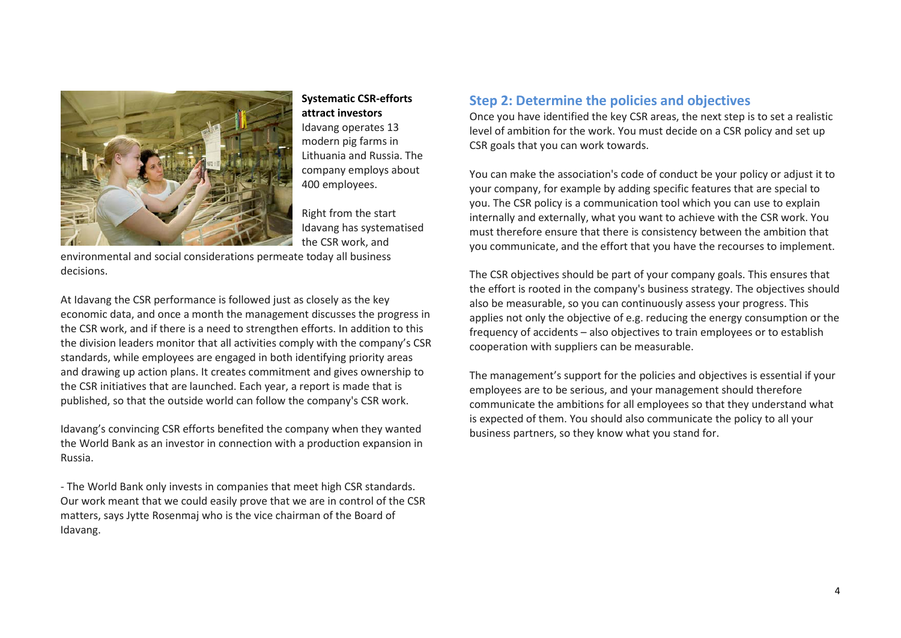**Systematic CSR-efforts attract investors**

Idavang operates 13 modern pig farms in Lithuania and Russia. The company employs about 400 employees.

Right from the start Idavang has systematised the CSR work, and environmental and social considerations permeate today all business decisions.

At Idavang the CSR performance is followed just as closely as the key economic data, and once a month the management discusses the progress in the CSR work, and if there is a need to strengthen efforts. In addition to this the division leaders monitor that all activities comply with the company's CSR standards, while employees are engaged in both identifying priority areas and drawing up action plans. It creates commitment and gives ownership to the CSR initiatives that are launched. Each year, a report is made that is published, so that the outside world can follow the company's CSR work.

Idavang's convincing CSR efforts benefited the company when they wanted the World Bank as an investor in connection with a production expansion in Russia.

- The World Bank only invests in companies that meet high CSR standards. Our work meant that we could easily prove that we are in control of the CSR matters, says Jytte Rosenmaj who is the vice chairman of the Board of Idavang.

## Step 2: Determine the policies and objectives

Once you have identified the key CSR areas, the next step is to set a realistic level of ambition for the work. You must decide on a CSR policy and set up CSR goals that you can work towards.

You can make the association's code of conduct be your policy or adjust it to your company, for example by adding specific features that are special to you. The CSR policy is a communication tool which you can use to explain internally and externally, what you want to achieve with the CSR work. You must therefore ensure that there is consistency between the ambition that you communicate, and the effort that you have the recourses to implement.

The CSR objectives should be part of your company goals. This ensures that the effort is rooted in the company's business strategy. The objectives should also be measurable, so you can continuously assess your progress. This applies not only the objective of e.g. reducing the energy consumption or the frequency of accidents – also objectives to train employees or to establish cooperation with suppliers can be measurable.

The management's support for the policies and objectives is essential if your employees are to be serious, and your management should therefore communicate the ambitions for all employees so that they understand what is expected of them. You should also communicate the policy to all your business partners, so they know what you stand for.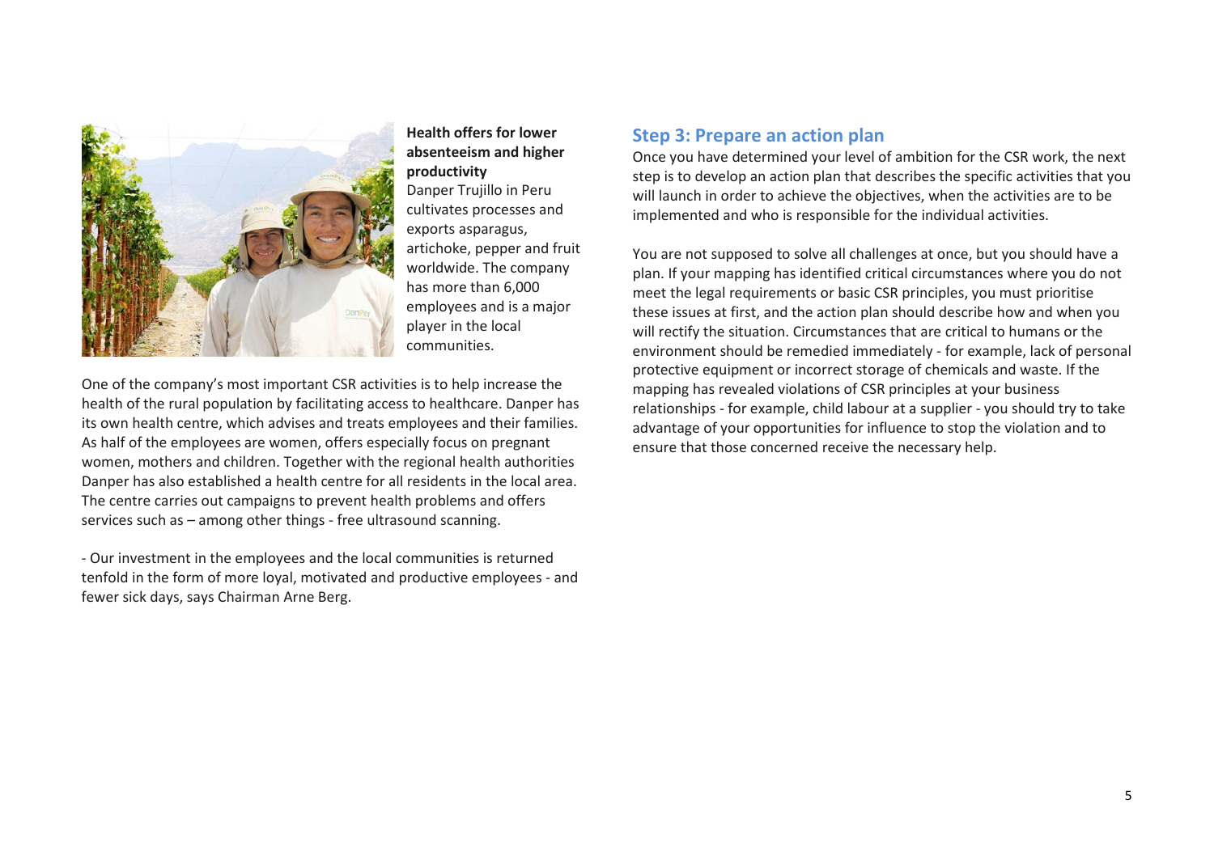**Health offers for lower absenteeism and higher productivity**

Danper Trujillo in Peru cultivates processes and exports asparagus, artichoke, pepper and fruit worldwide. The company has more than 6,000 employees and is a major player in the local communities.

One of the company's most important CSR activities is to help increase the health of the rural population by facilitating access to healthcare. Danper has its own health centre, which advises and treats employees and their families. As half of the employees are women, offers especially focus on pregnant women, mothers and children. Together with the regional health authorities Danper has also established a health centre for all residents in the local area. The centre carries out campaigns to prevent health problems and offers services such as – among other things - free ultrasound scanning.

- Our investment in the employees and the local communities is returned tenfold in the form of more loyal, motivated and productive employees - and fewer sick days, says Chairman Arne Berg.

## Step 3: Prepare an action plan

Once you have determined your level of ambition for the CSR work, the next step is to develop an action plan that describes the specific activities that you will launch in order to achieve the objectives, when the activities are to be implemented and who is responsible for the individual activities.

You are not supposed to solve all challenges at once, but you should have a plan. If your mapping has identified critical circumstances where you do not meet the legal requirements or basic CSR principles, you must prioritise these issues at first, and the action plan should describe how and when you will rectify the situation. Circumstances that are critical to humans or the environment should be remedied immediately - for example, lack of personal protective equipment or incorrect storage of chemicals and waste. If the mapping has revealed violations of CSR principles at your business relationships - for example, child labour at a supplier - you should try to take advantage of your opportunities for influence to stop the violation and to ensure that those concerned receive the necessary help.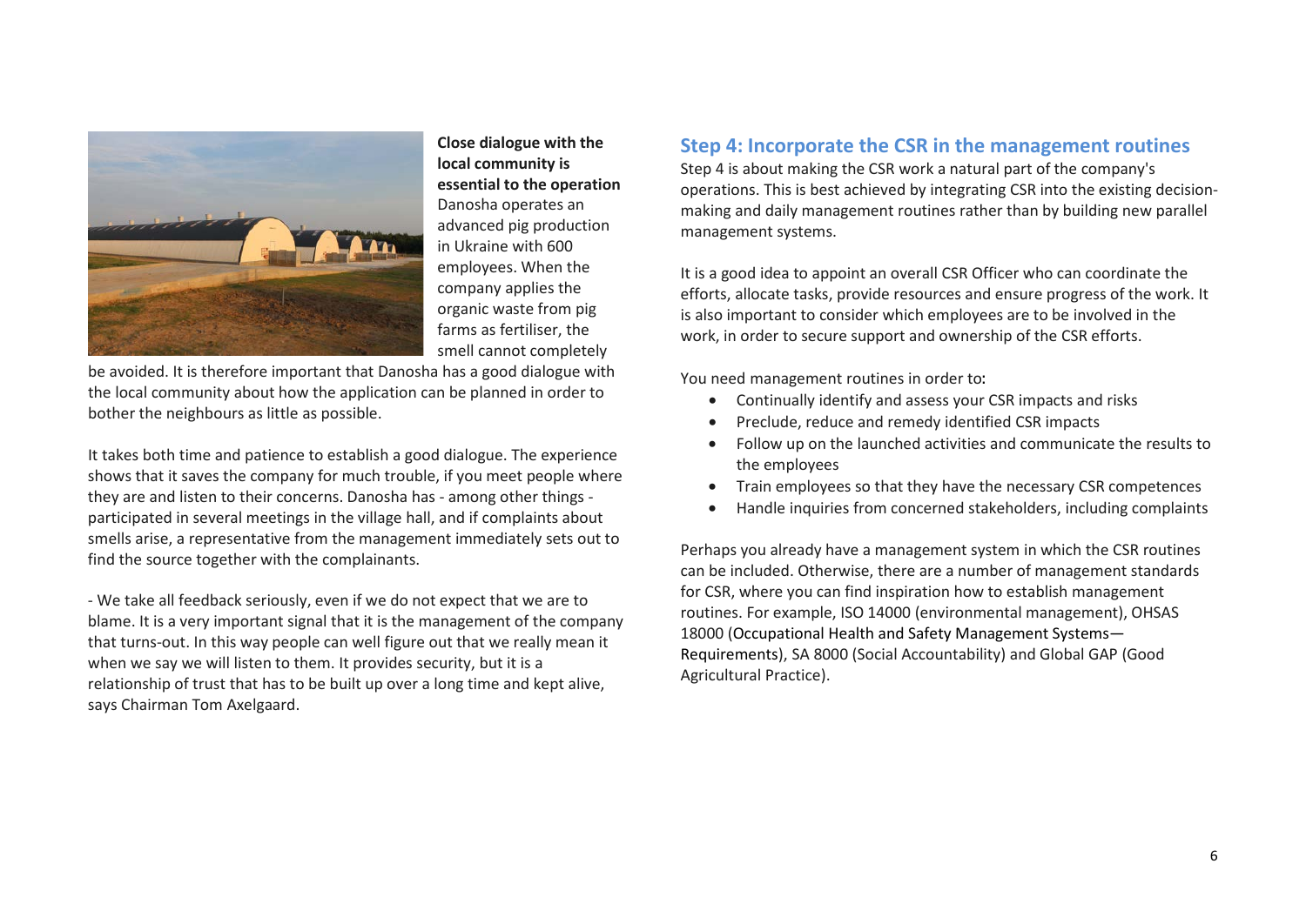**Close dialogue with the local community is essential to the operation**

Danosha operates an advanced pig production in Ukraine with 600 employees. When the company applies the organic waste from pig farms as fertiliser, the smell cannot completely be avoided. It is therefore important that Danosha has a good dialogue with the local community about how the application can be planned in order to bother the neighbours as little as possible.

It takes both time and patience to establish a good dialogue. The experience shows that it saves the company for much trouble, if you meet people where they are and listen to their concerns. Danosha has - among other things - participated in several meetings in the village hall, and if complaints about smells arise, a representative from the management immediately sets out to find the source together with the complainants.

- We take all feedback seriously, even if we do not expect that we are to blame. It is a very important signal that it is the management of the company that turns-out. In this way people can well figure out that we really mean it when we say we will listen to them. It provides security, but it is a relationship of trust that has to be built up over a long time and kept alive, says Chairman Tom Axelgaard.

## Step 4: Incorporate the CSR in the management routines

Step 4 is about making the CSR work a natural part of the company's operations. This is best achieved by integrating CSR into the existing decision-making and daily management routines rather than by building new parallel management systems.

It is a good idea to appoint an overall CSR Officer who can coordinate the efforts, allocate tasks, provide resources and ensure progress of the work. It is also important to consider which employees are to be involved in the work, in order to secure support and ownership of the CSR efforts.

You need management routines in order to:

- Continually identify and assess your CSR impacts and risks
- Preclude, reduce and remedy identified CSR impacts
- Follow up on the launched activities and communicate the results to the employees
- Train employees so that they have the necessary CSR competences
- Handle inquiries from concerned stakeholders, including complaints

Perhaps you already have a management system in which the CSR routines can be included. Otherwise, there are a number of management standards for CSR, where you can find inspiration how to establish management routines. For example, ISO 14000 (environmental management), OHSAS 18000 (Occupational Health and Safety Management Systems—Requirements), SA 8000 (Social Accountability) and Global GAP (Good Agricultural Practice).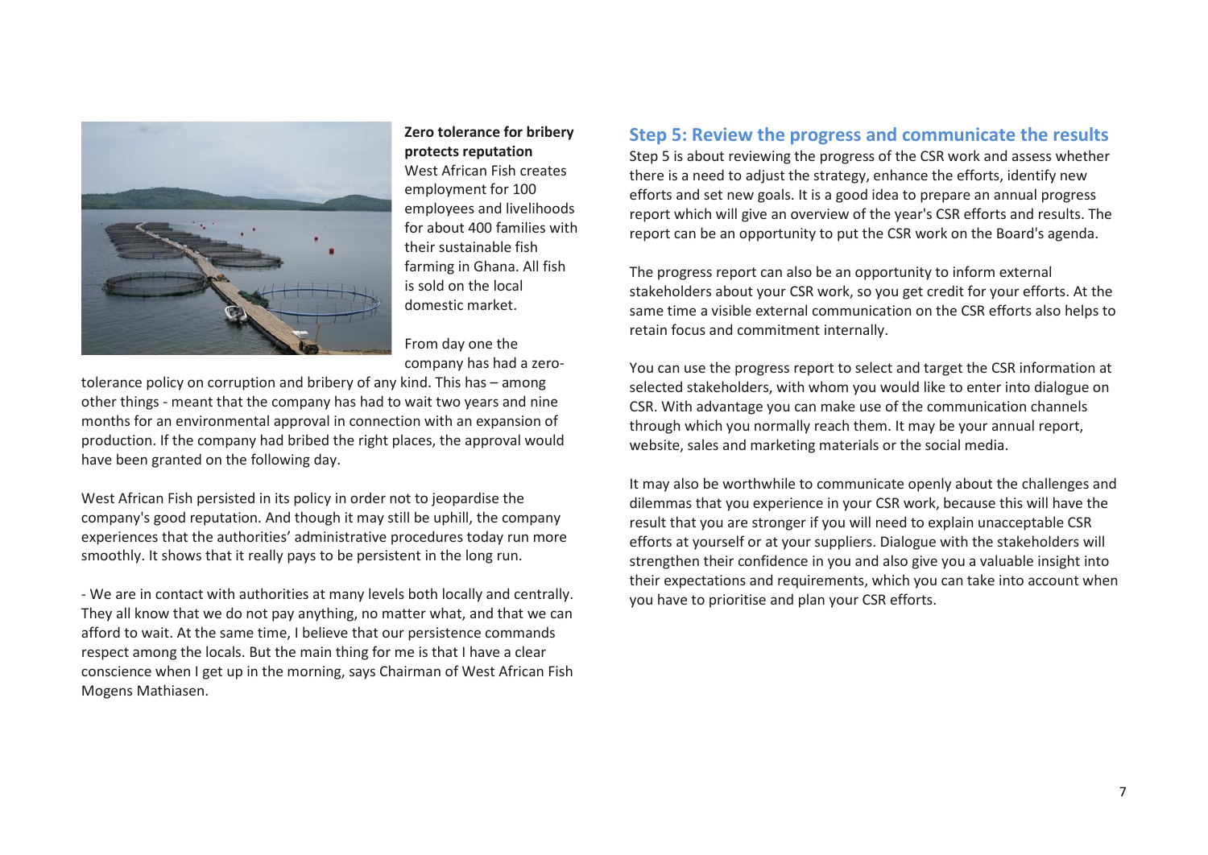**Zero tolerance for bribery protects reputation**

West African Fish creates employment for 100 employees and livelihoods for about 400 families with their sustainable fish farming in Ghana. All fish is sold on the local domestic market.

From day one the company has had a zero-tolerance policy on corruption and bribery of any kind. This has – among other things - meant that the company has had to wait two years and nine months for an environmental approval in connection with an expansion of production. If the company had bribed the right places, the approval would have been granted on the following day.

West African Fish persisted in its policy in order not to jeopardise the company's good reputation. And though it may still be uphill, the company experiences that the authorities' administrative procedures today run more smoothly. It shows that it really pays to be persistent in the long run.

- We are in contact with authorities at many levels both locally and centrally. They all know that we do not pay anything, no matter what, and that we can afford to wait. At the same time, I believe that our persistence commands respect among the locals. But the main thing for me is that I have a clear conscience when I get up in the morning, says Chairman of West African Fish Mogens Mathiasen.

## Step 5: Review the progress and communicate the results

Step 5 is about reviewing the progress of the CSR work and assess whether there is a need to adjust the strategy, enhance the efforts, identify new efforts and set new goals. It is a good idea to prepare an annual progress report which will give an overview of the year's CSR efforts and results. The report can be an opportunity to put the CSR work on the Board's agenda.

The progress report can also be an opportunity to inform external stakeholders about your CSR work, so you get credit for your efforts. At the same time a visible external communication on the CSR efforts also helps to retain focus and commitment internally.

You can use the progress report to select and target the CSR information at selected stakeholders, with whom you would like to enter into dialogue on CSR. With advantage you can make use of the communication channels through which you normally reach them. It may be your annual report, website, sales and marketing materials or the social media.

It may also be worthwhile to communicate openly about the challenges and dilemmas that you experience in your CSR work, because this will have the result that you are stronger if you will need to explain unacceptable CSR efforts at yourself or at your suppliers. Dialogue with the stakeholders will strengthen their confidence in you and also give you a valuable insight into their expectations and requirements, which you can take into account when you have to prioritise and plan your CSR efforts.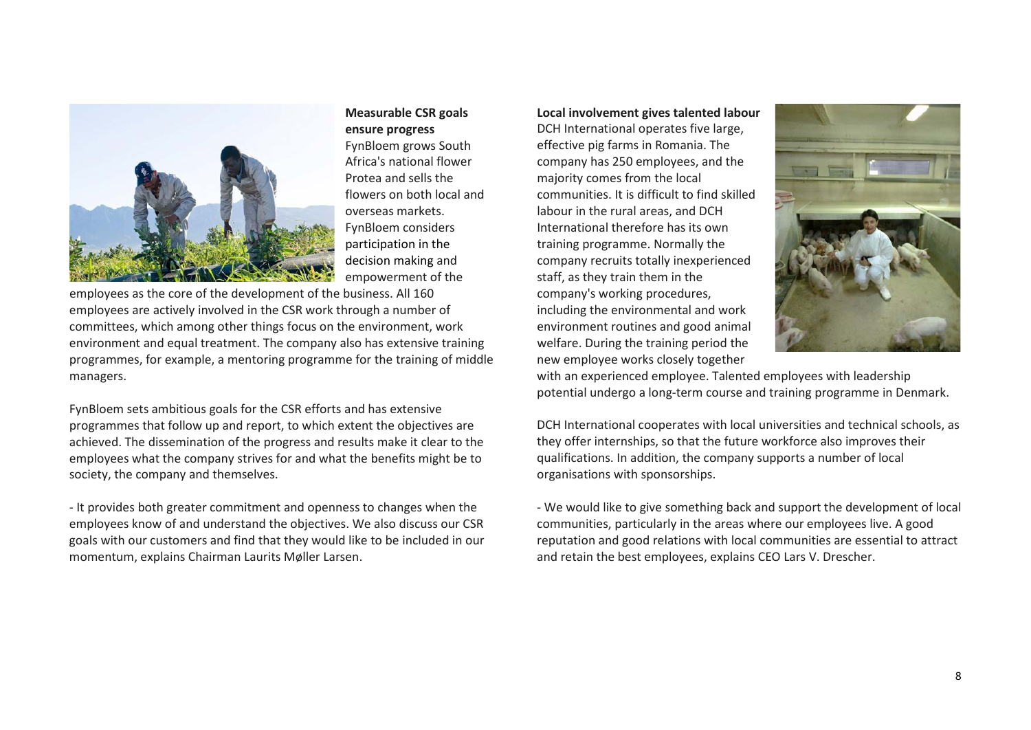**Measurable CSR goals ensure progress**

FynBloem grows South Africa's national flower Protea and sells the flowers on both local and overseas markets. FynBloem considers participation in the decision making and empowerment of the employees as the core of the development of the business. All 160 employees are actively involved in the CSR work through a number of committees, which among other things focus on the environment, work environment and equal treatment. The company also has extensive training programmes, for example, a mentoring programme for the training of middle managers.

FynBloem sets ambitious goals for the CSR efforts and has extensive programmes that follow up and report, to which extent the objectives are achieved. The dissemination of the progress and results make it clear to the employees what the company strives for and what the benefits might be to society, the company and themselves.

- It provides both greater commitment and openness to changes when the employees know of and understand the objectives. We also discuss our CSR goals with our customers and find that they would like to be included in our momentum, explains Chairman Laurits Møller Larsen.

**Local involvement gives talented labour**

DCH International operates five large, effective pig farms in Romania. The company has 250 employees, and the majority comes from the local communities. It is difficult to find skilled labour in the rural areas, and DCH International therefore has its own training programme. Normally the company recruits totally inexperienced staff, as they train them in the company's working procedures, including the environmental and work environment routines and good animal welfare. During the training period the new employee works closely together with an experienced employee. Talented employees with leadership potential undergo a long-term course and training programme in Denmark.

DCH International cooperates with local universities and technical schools, as they offer internships, so that the future workforce also improves their qualifications. In addition, the company supports a number of local organisations with sponsorships.

- We would like to give something back and support the development of local communities, particularly in the areas where our employees live. A good reputation and good relations with local communities are essential to attract and retain the best employees, explains CEO Lars V. Drescher.